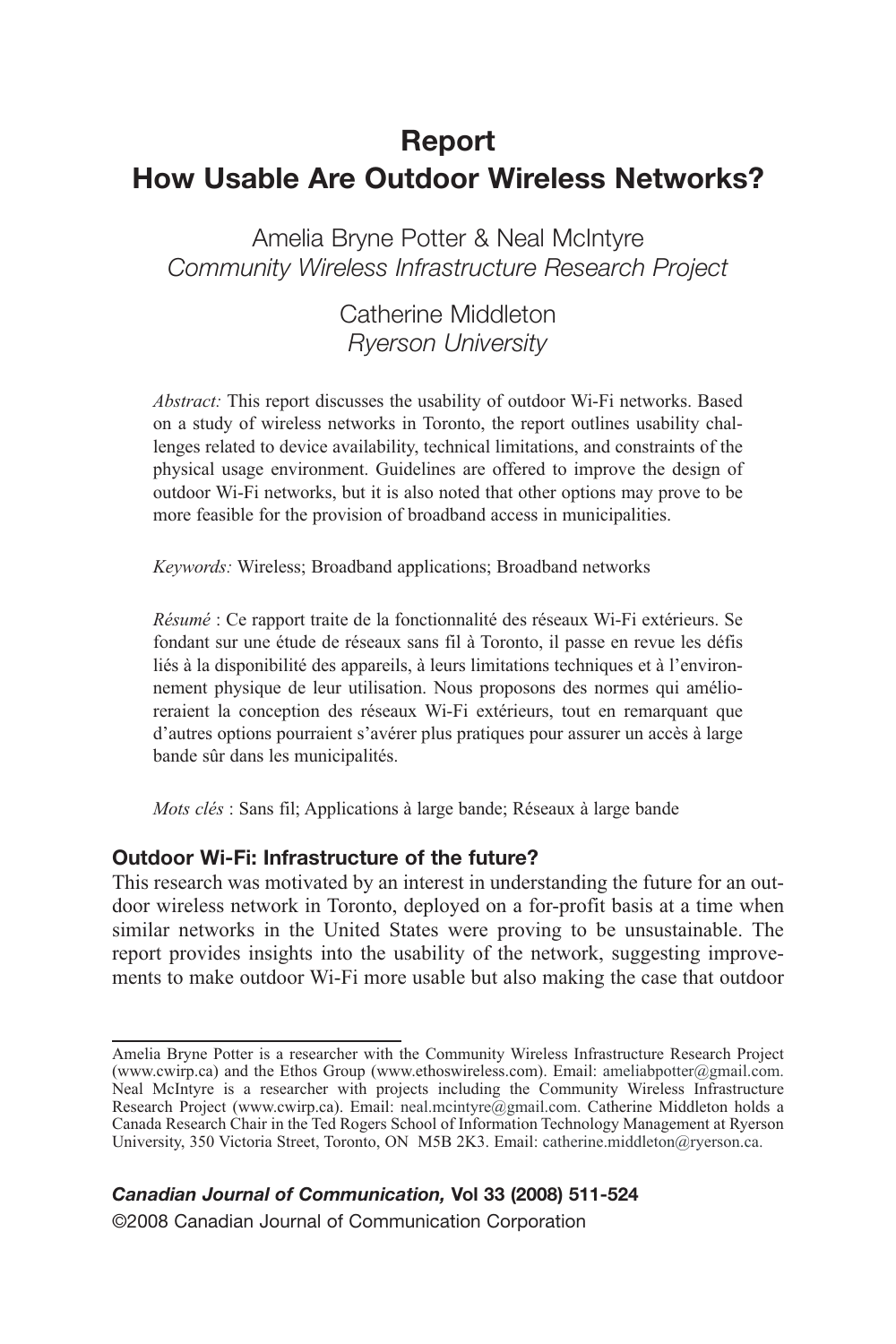# Report
# How Usable Are Outdoor Wireless Networks?

Amelia Bryne Potter & Neal McIntyre
*Community Wireless Infrastructure Research Project*

Catherine Middleton
*Ryerson University*

*Abstract:* This report discusses the usability of outdoor Wi-Fi networks. Based on a study of wireless networks in Toronto, the report outlines usability challenges related to device availability, technical limitations, and constraints of the physical usage environment. Guidelines are offered to improve the design of outdoor Wi-Fi networks, but it is also noted that other options may prove to be more feasible for the provision of broadband access in municipalities.

*Keywords:* Wireless; Broadband applications; Broadband networks

*Résumé* : Ce rapport traite de la fonctionnalité des réseaux Wi-Fi extérieurs. Se fondant sur une étude de réseaux sans fil à Toronto, il passe en revue les défis liés à la disponibilité des appareils, à leurs limitations techniques et à l'environnement physique de leur utilisation. Nous proposons des normes qui amélioreraient la conception des réseaux Wi-Fi extérieurs, tout en remarquant que d'autres options pourraient s'avérer plus pratiques pour assurer un accès à large bande sûr dans les municipalités.

*Mots clés* : Sans fil; Applications à large bande; Réseaux à large bande

## Outdoor Wi-Fi: Infrastructure of the future?

This research was motivated by an interest in understanding the future for an outdoor wireless network in Toronto, deployed on a for-profit basis at a time when similar networks in the United States were proving to be unsustainable. The report provides insights into the usability of the network, suggesting improvements to make outdoor Wi-Fi more usable but also making the case that outdoor

---

Amelia Bryne Potter is a researcher with the Community Wireless Infrastructure Research Project (www.cwirp.ca) and the Ethos Group (www.ethoswireless.com). Email: ameliabpotter@gmail.com. Neal McIntyre is a researcher with projects including the Community Wireless Infrastructure Research Project (www.cwirp.ca). Email: neal.mcintyre@gmail.com. Catherine Middleton holds a Canada Research Chair in the Ted Rogers School of Information Technology Management at Ryerson University, 350 Victoria Street, Toronto, ON M5B 2K3. Email: catherine.middleton@ryerson.ca.

***Canadian Journal of Communication,* Vol 33 (2008) 511-524**
©2008 Canadian Journal of Communication Corporation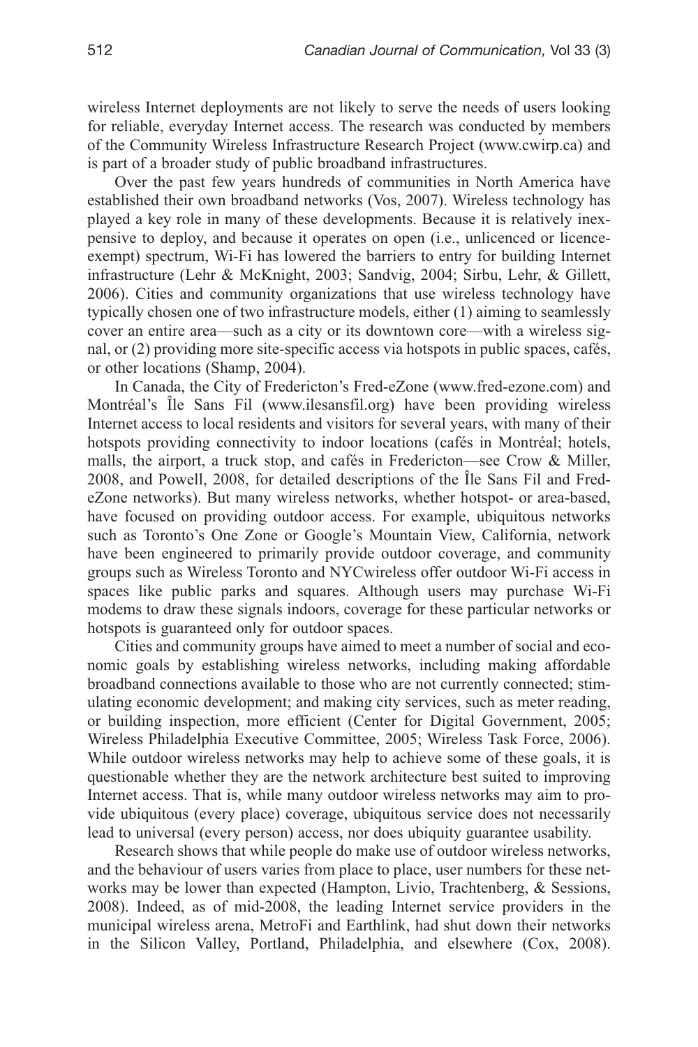wireless Internet deployments are not likely to serve the needs of users looking for reliable, everyday Internet access. The research was conducted by members of the Community Wireless Infrastructure Research Project (www.cwirp.ca) and is part of a broader study of public broadband infrastructures.

Over the past few years hundreds of communities in North America have established their own broadband networks (Vos, 2007). Wireless technology has played a key role in many of these developments. Because it is relatively inexpensive to deploy, and because it operates on open (i.e., unlicenced or licence-exempt) spectrum, Wi-Fi has lowered the barriers to entry for building Internet infrastructure (Lehr & McKnight, 2003; Sandvig, 2004; Sirbu, Lehr, & Gillett, 2006). Cities and community organizations that use wireless technology have typically chosen one of two infrastructure models, either (1) aiming to seamlessly cover an entire area—such as a city or its downtown core—with a wireless signal, or (2) providing more site-specific access via hotspots in public spaces, cafés, or other locations (Shamp, 2004).

In Canada, the City of Fredericton's Fred-eZone (www.fred-ezone.com) and Montréal's Île Sans Fil (www.ilesansfil.org) have been providing wireless Internet access to local residents and visitors for several years, with many of their hotspots providing connectivity to indoor locations (cafés in Montréal; hotels, malls, the airport, a truck stop, and cafés in Fredericton—see Crow & Miller, 2008, and Powell, 2008, for detailed descriptions of the Île Sans Fil and Fred-eZone networks). But many wireless networks, whether hotspot- or area-based, have focused on providing outdoor access. For example, ubiquitous networks such as Toronto's One Zone or Google's Mountain View, California, network have been engineered to primarily provide outdoor coverage, and community groups such as Wireless Toronto and NYCwireless offer outdoor Wi-Fi access in spaces like public parks and squares. Although users may purchase Wi-Fi modems to draw these signals indoors, coverage for these particular networks or hotspots is guaranteed only for outdoor spaces.

Cities and community groups have aimed to meet a number of social and economic goals by establishing wireless networks, including making affordable broadband connections available to those who are not currently connected; stimulating economic development; and making city services, such as meter reading, or building inspection, more efficient (Center for Digital Government, 2005; Wireless Philadelphia Executive Committee, 2005; Wireless Task Force, 2006). While outdoor wireless networks may help to achieve some of these goals, it is questionable whether they are the network architecture best suited to improving Internet access. That is, while many outdoor wireless networks may aim to provide ubiquitous (every place) coverage, ubiquitous service does not necessarily lead to universal (every person) access, nor does ubiquity guarantee usability.

Research shows that while people do make use of outdoor wireless networks, and the behaviour of users varies from place to place, user numbers for these networks may be lower than expected (Hampton, Livio, Trachtenberg, & Sessions, 2008). Indeed, as of mid-2008, the leading Internet service providers in the municipal wireless arena, MetroFi and Earthlink, had shut down their networks in the Silicon Valley, Portland, Philadelphia, and elsewhere (Cox, 2008).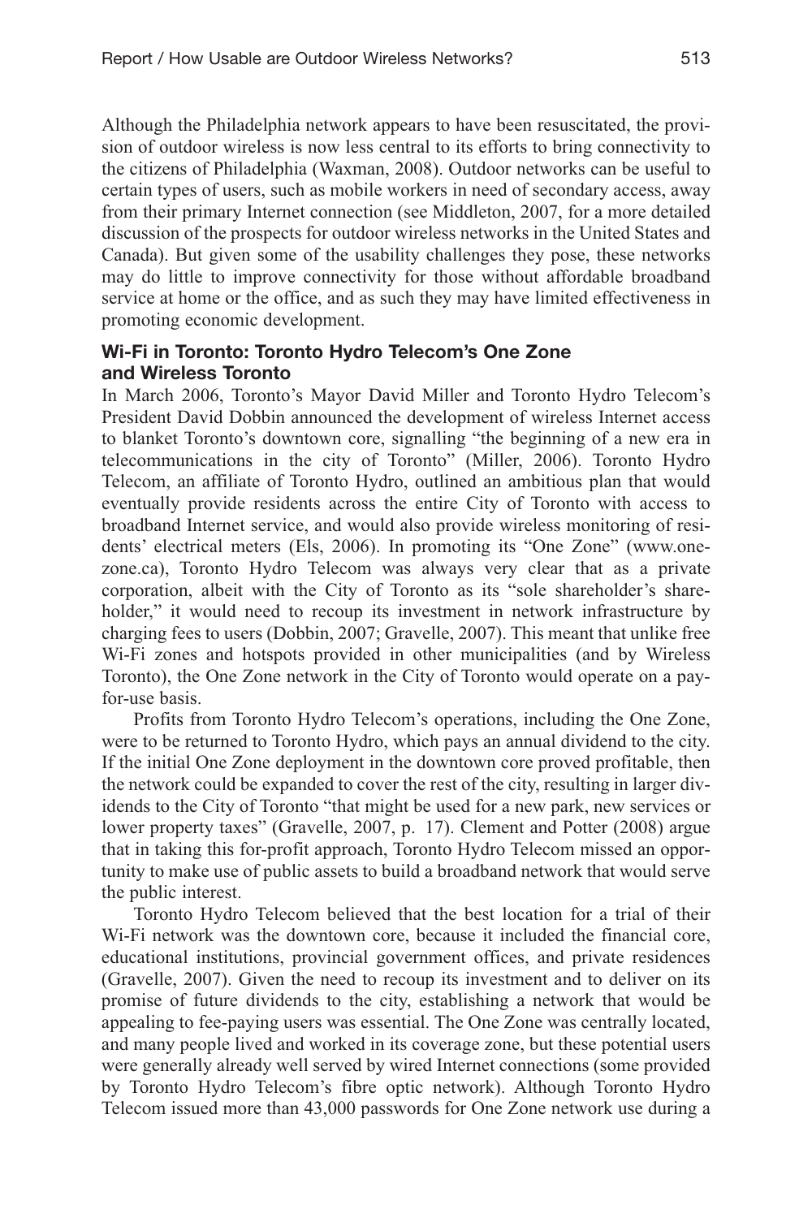Although the Philadelphia network appears to have been resuscitated, the provision of outdoor wireless is now less central to its efforts to bring connectivity to the citizens of Philadelphia (Waxman, 2008). Outdoor networks can be useful to certain types of users, such as mobile workers in need of secondary access, away from their primary Internet connection (see Middleton, 2007, for a more detailed discussion of the prospects for outdoor wireless networks in the United States and Canada). But given some of the usability challenges they pose, these networks may do little to improve connectivity for those without affordable broadband service at home or the office, and as such they may have limited effectiveness in promoting economic development.

### Wi-Fi in Toronto: Toronto Hydro Telecom's One Zone and Wireless Toronto

In March 2006, Toronto's Mayor David Miller and Toronto Hydro Telecom's President David Dobbin announced the development of wireless Internet access to blanket Toronto's downtown core, signalling "the beginning of a new era in telecommunications in the city of Toronto" (Miller, 2006). Toronto Hydro Telecom, an affiliate of Toronto Hydro, outlined an ambitious plan that would eventually provide residents across the entire City of Toronto with access to broadband Internet service, and would also provide wireless monitoring of residents' electrical meters (Els, 2006). In promoting its "One Zone" (www.onezone.ca), Toronto Hydro Telecom was always very clear that as a private corporation, albeit with the City of Toronto as its "sole shareholder's shareholder," it would need to recoup its investment in network infrastructure by charging fees to users (Dobbin, 2007; Gravelle, 2007). This meant that unlike free Wi-Fi zones and hotspots provided in other municipalities (and by Wireless Toronto), the One Zone network in the City of Toronto would operate on a pay-for-use basis.

Profits from Toronto Hydro Telecom's operations, including the One Zone, were to be returned to Toronto Hydro, which pays an annual dividend to the city. If the initial One Zone deployment in the downtown core proved profitable, then the network could be expanded to cover the rest of the city, resulting in larger dividends to the City of Toronto "that might be used for a new park, new services or lower property taxes" (Gravelle, 2007, p. 17). Clement and Potter (2008) argue that in taking this for-profit approach, Toronto Hydro Telecom missed an opportunity to make use of public assets to build a broadband network that would serve the public interest.

Toronto Hydro Telecom believed that the best location for a trial of their Wi-Fi network was the downtown core, because it included the financial core, educational institutions, provincial government offices, and private residences (Gravelle, 2007). Given the need to recoup its investment and to deliver on its promise of future dividends to the city, establishing a network that would be appealing to fee-paying users was essential. The One Zone was centrally located, and many people lived and worked in its coverage zone, but these potential users were generally already well served by wired Internet connections (some provided by Toronto Hydro Telecom's fibre optic network). Although Toronto Hydro Telecom issued more than 43,000 passwords for One Zone network use during a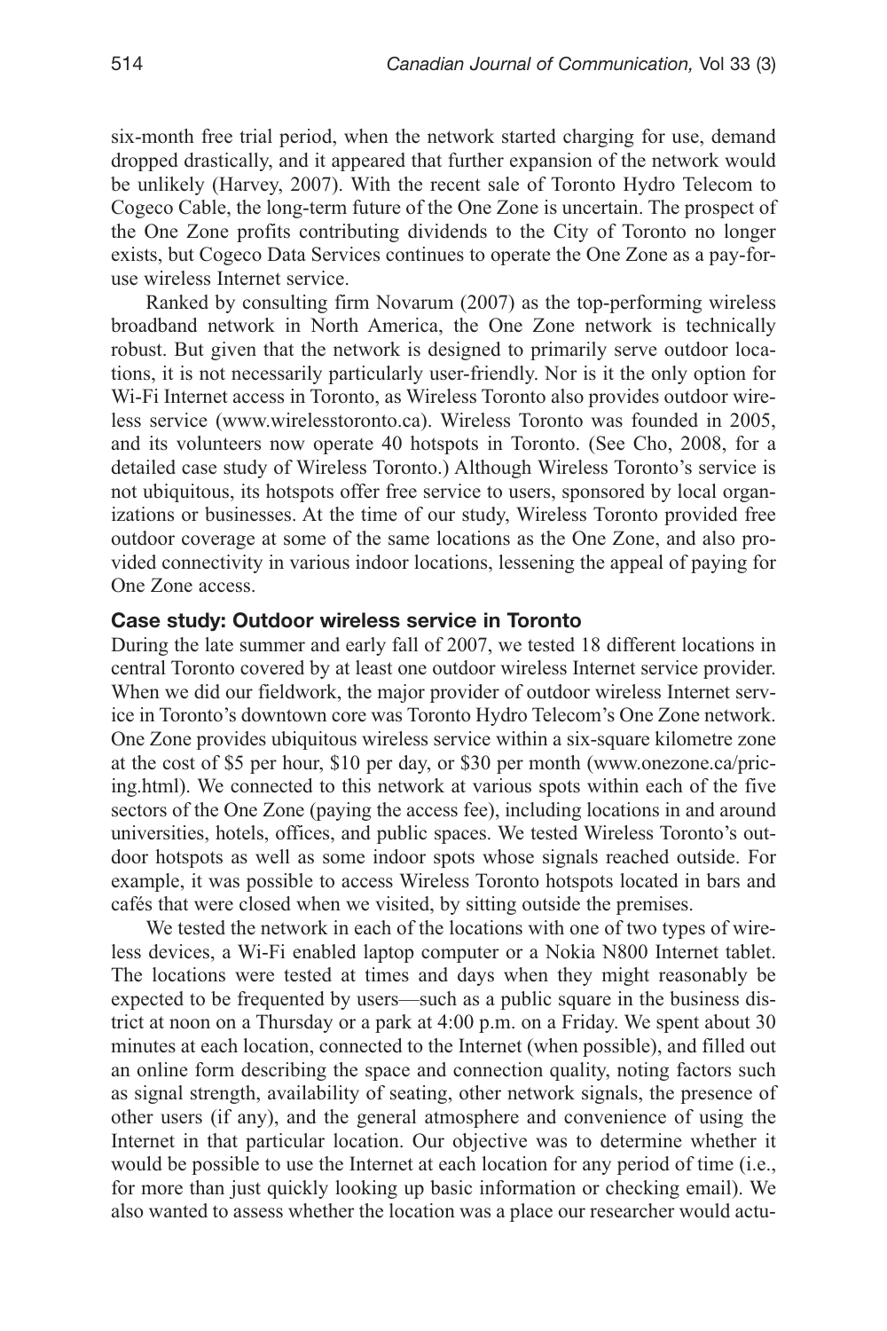six-month free trial period, when the network started charging for use, demand dropped drastically, and it appeared that further expansion of the network would be unlikely (Harvey, 2007). With the recent sale of Toronto Hydro Telecom to Cogeco Cable, the long-term future of the One Zone is uncertain. The prospect of the One Zone profits contributing dividends to the City of Toronto no longer exists, but Cogeco Data Services continues to operate the One Zone as a pay-for-use wireless Internet service.

Ranked by consulting firm Novarum (2007) as the top-performing wireless broadband network in North America, the One Zone network is technically robust. But given that the network is designed to primarily serve outdoor locations, it is not necessarily particularly user-friendly. Nor is it the only option for Wi-Fi Internet access in Toronto, as Wireless Toronto also provides outdoor wireless service (www.wirelesstoronto.ca). Wireless Toronto was founded in 2005, and its volunteers now operate 40 hotspots in Toronto. (See Cho, 2008, for a detailed case study of Wireless Toronto.) Although Wireless Toronto's service is not ubiquitous, its hotspots offer free service to users, sponsored by local organizations or businesses. At the time of our study, Wireless Toronto provided free outdoor coverage at some of the same locations as the One Zone, and also provided connectivity in various indoor locations, lessening the appeal of paying for One Zone access.

### Case study: Outdoor wireless service in Toronto

During the late summer and early fall of 2007, we tested 18 different locations in central Toronto covered by at least one outdoor wireless Internet service provider. When we did our fieldwork, the major provider of outdoor wireless Internet service in Toronto's downtown core was Toronto Hydro Telecom's One Zone network. One Zone provides ubiquitous wireless service within a six-square kilometre zone at the cost of $5 per hour, $10 per day, or $30 per month (www.onezone.ca/pricing.html). We connected to this network at various spots within each of the five sectors of the One Zone (paying the access fee), including locations in and around universities, hotels, offices, and public spaces. We tested Wireless Toronto's outdoor hotspots as well as some indoor spots whose signals reached outside. For example, it was possible to access Wireless Toronto hotspots located in bars and cafés that were closed when we visited, by sitting outside the premises.

We tested the network in each of the locations with one of two types of wireless devices, a Wi-Fi enabled laptop computer or a Nokia N800 Internet tablet. The locations were tested at times and days when they might reasonably be expected to be frequented by users—such as a public square in the business district at noon on a Thursday or a park at 4:00 p.m. on a Friday. We spent about 30 minutes at each location, connected to the Internet (when possible), and filled out an online form describing the space and connection quality, noting factors such as signal strength, availability of seating, other network signals, the presence of other users (if any), and the general atmosphere and convenience of using the Internet in that particular location. Our objective was to determine whether it would be possible to use the Internet at each location for any period of time (i.e., for more than just quickly looking up basic information or checking email). We also wanted to assess whether the location was a place our researcher would actu-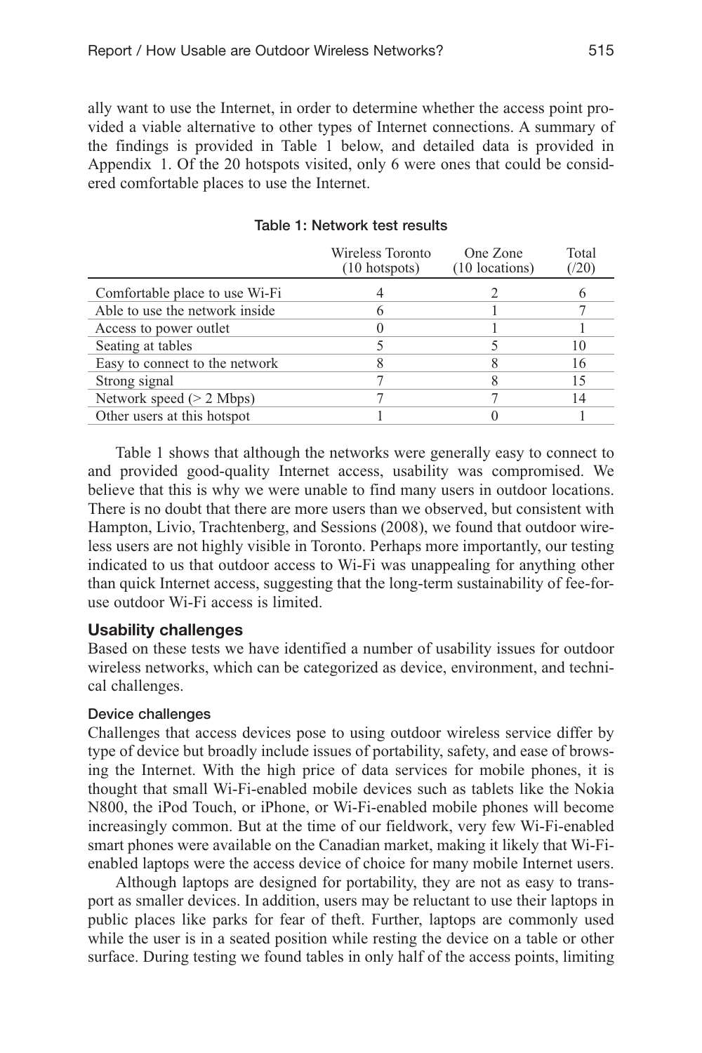ally want to use the Internet, in order to determine whether the access point provided a viable alternative to other types of Internet connections. A summary of the findings is provided in Table 1 below, and detailed data is provided in Appendix 1. Of the 20 hotspots visited, only 6 were ones that could be considered comfortable places to use the Internet.

**Table 1: Network test results**

| | Wireless Toronto (10 hotspots) | One Zone (10 locations) | Total (/20) |
|---|---|---|---|
| Comfortable place to use Wi-Fi | 4 | 2 | 6 |
| Able to use the network inside | 6 | 1 | 7 |
| Access to power outlet | 0 | 1 | 1 |
| Seating at tables | 5 | 5 | 10 |
| Easy to connect to the network | 8 | 8 | 16 |
| Strong signal | 7 | 8 | 15 |
| Network speed (> 2 Mbps) | 7 | 7 | 14 |
| Other users at this hotspot | 1 | 0 | 1 |

Table 1 shows that although the networks were generally easy to connect to and provided good-quality Internet access, usability was compromised. We believe that this is why we were unable to find many users in outdoor locations. There is no doubt that there are more users than we observed, but consistent with Hampton, Livio, Trachtenberg, and Sessions (2008), we found that outdoor wireless users are not highly visible in Toronto. Perhaps more importantly, our testing indicated to us that outdoor access to Wi-Fi was unappealing for anything other than quick Internet access, suggesting that the long-term sustainability of fee-for-use outdoor Wi-Fi access is limited.

## Usability challenges

Based on these tests we have identified a number of usability issues for outdoor wireless networks, which can be categorized as device, environment, and technical challenges.

### Device challenges

Challenges that access devices pose to using outdoor wireless service differ by type of device but broadly include issues of portability, safety, and ease of browsing the Internet. With the high price of data services for mobile phones, it is thought that small Wi-Fi-enabled mobile devices such as tablets like the Nokia N800, the iPod Touch, or iPhone, or Wi-Fi-enabled mobile phones will become increasingly common. But at the time of our fieldwork, very few Wi-Fi-enabled smart phones were available on the Canadian market, making it likely that Wi-Fi-enabled laptops were the access device of choice for many mobile Internet users.

Although laptops are designed for portability, they are not as easy to transport as smaller devices. In addition, users may be reluctant to use their laptops in public places like parks for fear of theft. Further, laptops are commonly used while the user is in a seated position while resting the device on a table or other surface. During testing we found tables in only half of the access points, limiting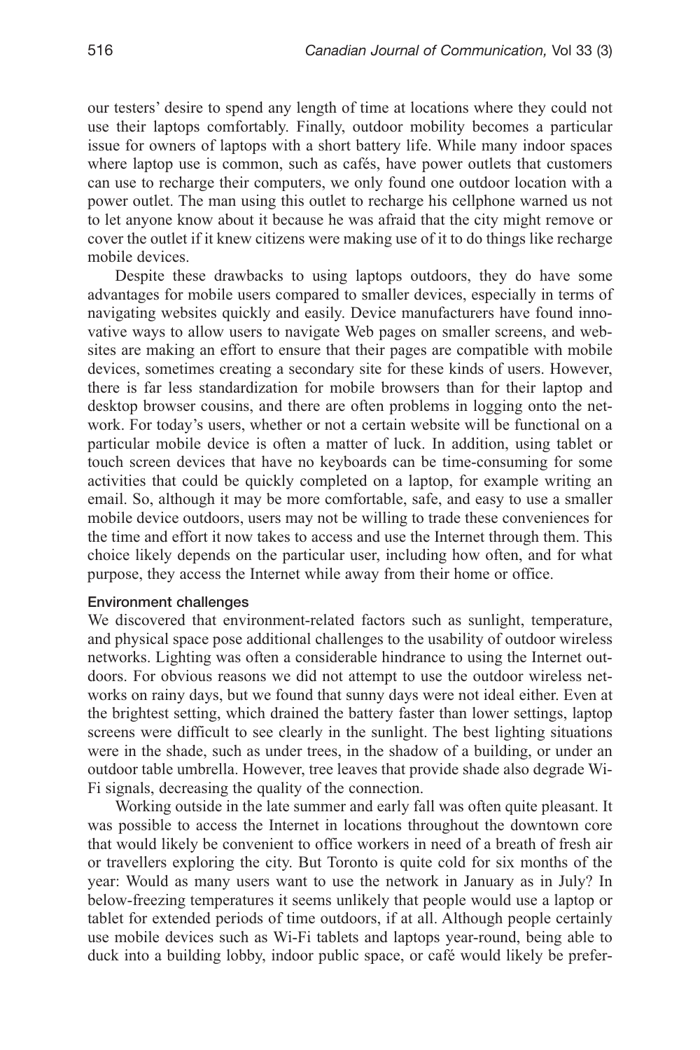our testers' desire to spend any length of time at locations where they could not use their laptops comfortably. Finally, outdoor mobility becomes a particular issue for owners of laptops with a short battery life. While many indoor spaces where laptop use is common, such as cafés, have power outlets that customers can use to recharge their computers, we only found one outdoor location with a power outlet. The man using this outlet to recharge his cellphone warned us not to let anyone know about it because he was afraid that the city might remove or cover the outlet if it knew citizens were making use of it to do things like recharge mobile devices.

Despite these drawbacks to using laptops outdoors, they do have some advantages for mobile users compared to smaller devices, especially in terms of navigating websites quickly and easily. Device manufacturers have found innovative ways to allow users to navigate Web pages on smaller screens, and websites are making an effort to ensure that their pages are compatible with mobile devices, sometimes creating a secondary site for these kinds of users. However, there is far less standardization for mobile browsers than for their laptop and desktop browser cousins, and there are often problems in logging onto the network. For today's users, whether or not a certain website will be functional on a particular mobile device is often a matter of luck. In addition, using tablet or touch screen devices that have no keyboards can be time-consuming for some activities that could be quickly completed on a laptop, for example writing an email. So, although it may be more comfortable, safe, and easy to use a smaller mobile device outdoors, users may not be willing to trade these conveniences for the time and effort it now takes to access and use the Internet through them. This choice likely depends on the particular user, including how often, and for what purpose, they access the Internet while away from their home or office.

### Environment challenges

We discovered that environment-related factors such as sunlight, temperature, and physical space pose additional challenges to the usability of outdoor wireless networks. Lighting was often a considerable hindrance to using the Internet outdoors. For obvious reasons we did not attempt to use the outdoor wireless networks on rainy days, but we found that sunny days were not ideal either. Even at the brightest setting, which drained the battery faster than lower settings, laptop screens were difficult to see clearly in the sunlight. The best lighting situations were in the shade, such as under trees, in the shadow of a building, or under an outdoor table umbrella. However, tree leaves that provide shade also degrade Wi-Fi signals, decreasing the quality of the connection.

Working outside in the late summer and early fall was often quite pleasant. It was possible to access the Internet in locations throughout the downtown core that would likely be convenient to office workers in need of a breath of fresh air or travellers exploring the city. But Toronto is quite cold for six months of the year: Would as many users want to use the network in January as in July? In below-freezing temperatures it seems unlikely that people would use a laptop or tablet for extended periods of time outdoors, if at all. Although people certainly use mobile devices such as Wi-Fi tablets and laptops year-round, being able to duck into a building lobby, indoor public space, or café would likely be prefer-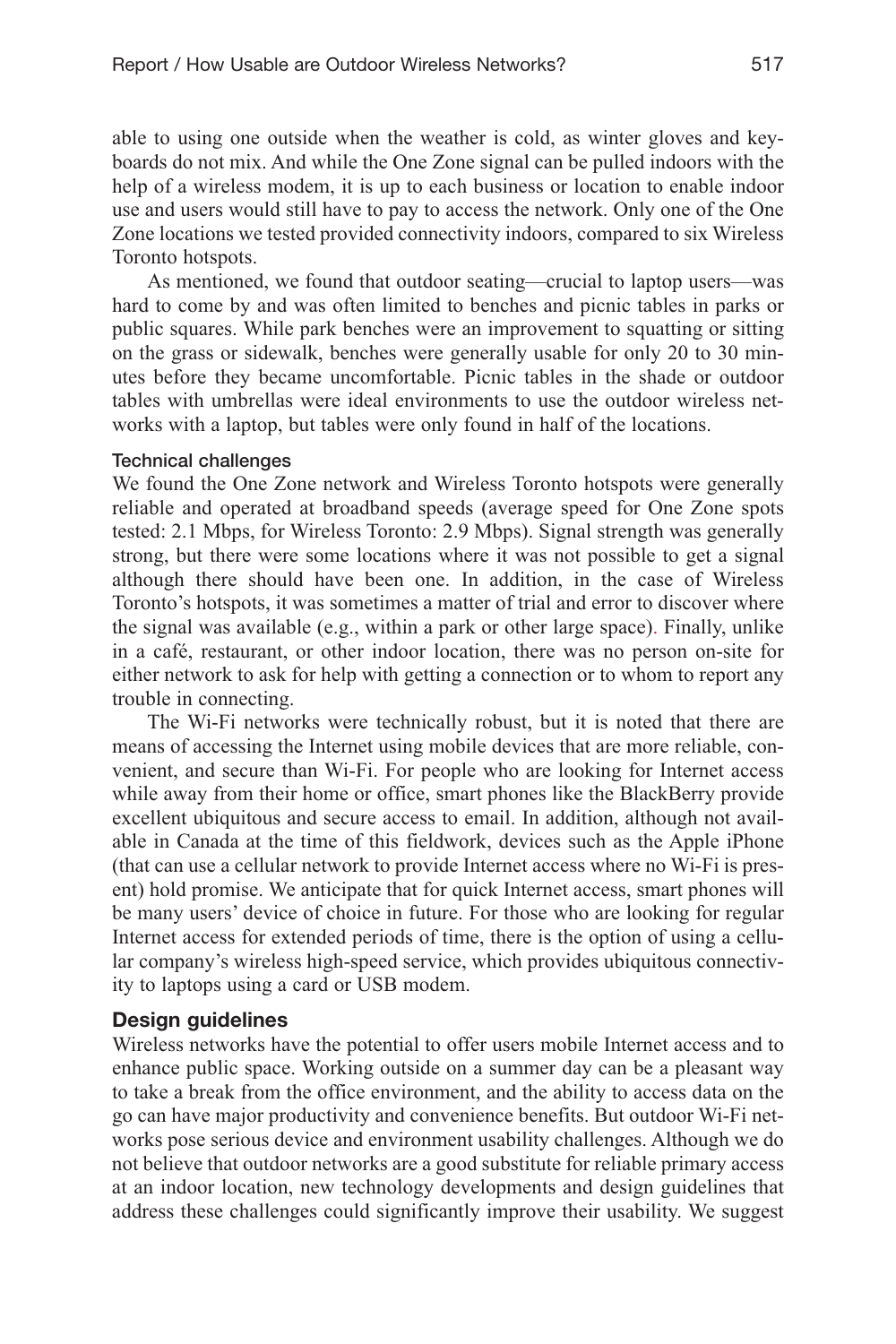able to using one outside when the weather is cold, as winter gloves and keyboards do not mix. And while the One Zone signal can be pulled indoors with the help of a wireless modem, it is up to each business or location to enable indoor use and users would still have to pay to access the network. Only one of the One Zone locations we tested provided connectivity indoors, compared to six Wireless Toronto hotspots.

As mentioned, we found that outdoor seating—crucial to laptop users—was hard to come by and was often limited to benches and picnic tables in parks or public squares. While park benches were an improvement to squatting or sitting on the grass or sidewalk, benches were generally usable for only 20 to 30 minutes before they became uncomfortable. Picnic tables in the shade or outdoor tables with umbrellas were ideal environments to use the outdoor wireless networks with a laptop, but tables were only found in half of the locations.

#### Technical challenges

We found the One Zone network and Wireless Toronto hotspots were generally reliable and operated at broadband speeds (average speed for One Zone spots tested: 2.1 Mbps, for Wireless Toronto: 2.9 Mbps). Signal strength was generally strong, but there were some locations where it was not possible to get a signal although there should have been one. In addition, in the case of Wireless Toronto's hotspots, it was sometimes a matter of trial and error to discover where the signal was available (e.g., within a park or other large space). Finally, unlike in a café, restaurant, or other indoor location, there was no person on-site for either network to ask for help with getting a connection or to whom to report any trouble in connecting.

The Wi-Fi networks were technically robust, but it is noted that there are means of accessing the Internet using mobile devices that are more reliable, convenient, and secure than Wi-Fi. For people who are looking for Internet access while away from their home or office, smart phones like the BlackBerry provide excellent ubiquitous and secure access to email. In addition, although not available in Canada at the time of this fieldwork, devices such as the Apple iPhone (that can use a cellular network to provide Internet access where no Wi-Fi is present) hold promise. We anticipate that for quick Internet access, smart phones will be many users' device of choice in future. For those who are looking for regular Internet access for extended periods of time, there is the option of using a cellular company's wireless high-speed service, which provides ubiquitous connectivity to laptops using a card or USB modem.

### Design guidelines

Wireless networks have the potential to offer users mobile Internet access and to enhance public space. Working outside on a summer day can be a pleasant way to take a break from the office environment, and the ability to access data on the go can have major productivity and convenience benefits. But outdoor Wi-Fi networks pose serious device and environment usability challenges. Although we do not believe that outdoor networks are a good substitute for reliable primary access at an indoor location, new technology developments and design guidelines that address these challenges could significantly improve their usability. We suggest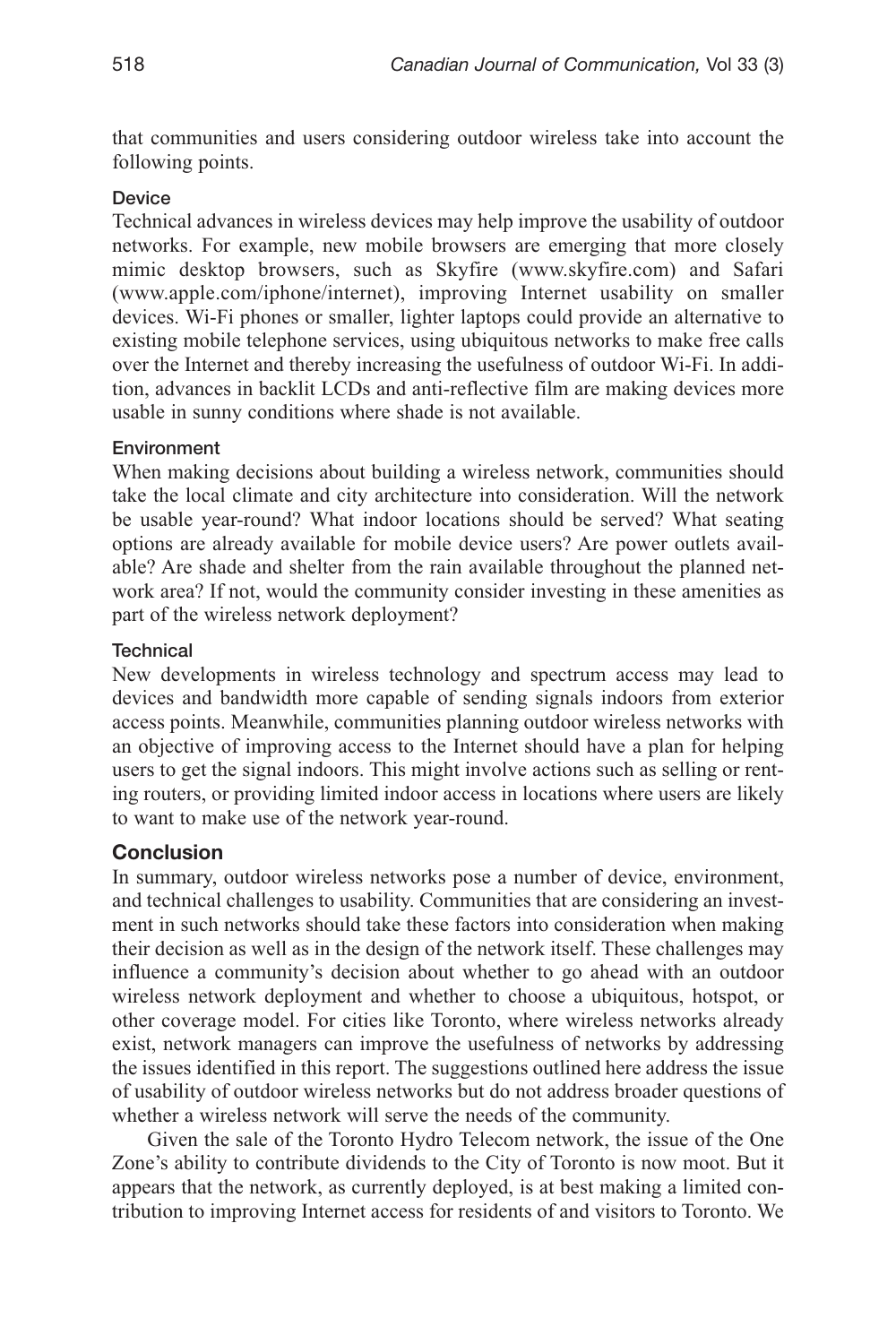that communities and users considering outdoor wireless take into account the following points.

### Device

Technical advances in wireless devices may help improve the usability of outdoor networks. For example, new mobile browsers are emerging that more closely mimic desktop browsers, such as Skyfire (www.skyfire.com) and Safari (www.apple.com/iphone/internet), improving Internet usability on smaller devices. Wi-Fi phones or smaller, lighter laptops could provide an alternative to existing mobile telephone services, using ubiquitous networks to make free calls over the Internet and thereby increasing the usefulness of outdoor Wi-Fi. In addition, advances in backlit LCDs and anti-reflective film are making devices more usable in sunny conditions where shade is not available.

### Environment

When making decisions about building a wireless network, communities should take the local climate and city architecture into consideration. Will the network be usable year-round? What indoor locations should be served? What seating options are already available for mobile device users? Are power outlets available? Are shade and shelter from the rain available throughout the planned network area? If not, would the community consider investing in these amenities as part of the wireless network deployment?

### Technical

New developments in wireless technology and spectrum access may lead to devices and bandwidth more capable of sending signals indoors from exterior access points. Meanwhile, communities planning outdoor wireless networks with an objective of improving access to the Internet should have a plan for helping users to get the signal indoors. This might involve actions such as selling or renting routers, or providing limited indoor access in locations where users are likely to want to make use of the network year-round.

## Conclusion

In summary, outdoor wireless networks pose a number of device, environment, and technical challenges to usability. Communities that are considering an investment in such networks should take these factors into consideration when making their decision as well as in the design of the network itself. These challenges may influence a community's decision about whether to go ahead with an outdoor wireless network deployment and whether to choose a ubiquitous, hotspot, or other coverage model. For cities like Toronto, where wireless networks already exist, network managers can improve the usefulness of networks by addressing the issues identified in this report. The suggestions outlined here address the issue of usability of outdoor wireless networks but do not address broader questions of whether a wireless network will serve the needs of the community.

Given the sale of the Toronto Hydro Telecom network, the issue of the One Zone's ability to contribute dividends to the City of Toronto is now moot. But it appears that the network, as currently deployed, is at best making a limited contribution to improving Internet access for residents of and visitors to Toronto. We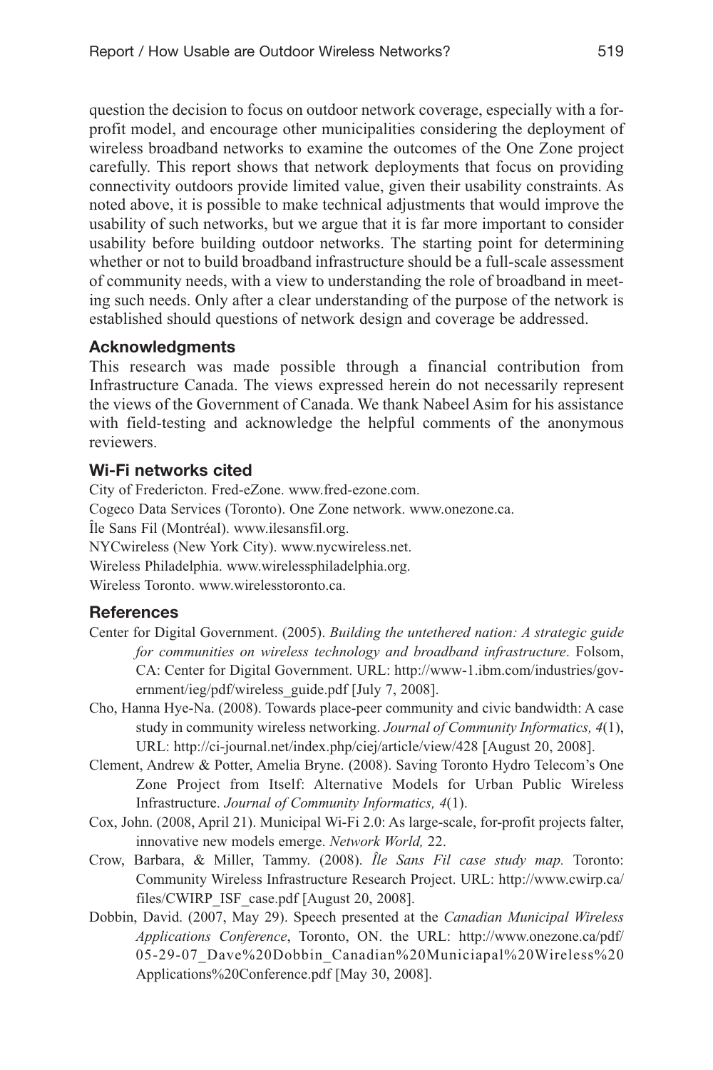question the decision to focus on outdoor network coverage, especially with a for-profit model, and encourage other municipalities considering the deployment of wireless broadband networks to examine the outcomes of the One Zone project carefully. This report shows that network deployments that focus on providing connectivity outdoors provide limited value, given their usability constraints. As noted above, it is possible to make technical adjustments that would improve the usability of such networks, but we argue that it is far more important to consider usability before building outdoor networks. The starting point for determining whether or not to build broadband infrastructure should be a full-scale assessment of community needs, with a view to understanding the role of broadband in meeting such needs. Only after a clear understanding of the purpose of the network is established should questions of network design and coverage be addressed.

### Acknowledgments

This research was made possible through a financial contribution from Infrastructure Canada. The views expressed herein do not necessarily represent the views of the Government of Canada. We thank Nabeel Asim for his assistance with field-testing and acknowledge the helpful comments of the anonymous reviewers.

### Wi-Fi networks cited

City of Fredericton. Fred-eZone. www.fred-ezone.com.

Cogeco Data Services (Toronto). One Zone network. www.onezone.ca.

Île Sans Fil (Montréal). www.ilesansfil.org.

NYCwireless (New York City). www.nycwireless.net.

Wireless Philadelphia. www.wirelessphiladelphia.org.

Wireless Toronto. www.wirelesstoronto.ca.

### References

Center for Digital Government. (2005). *Building the untethered nation: A strategic guide for communities on wireless technology and broadband infrastructure*. Folsom, CA: Center for Digital Government. URL: http://www-1.ibm.com/industries/government/ieg/pdf/wireless_guide.pdf [July 7, 2008].

Cho, Hanna Hye-Na. (2008). Towards place-peer community and civic bandwidth: A case study in community wireless networking. *Journal of Community Informatics, 4*(1), URL: http://ci-journal.net/index.php/ciej/article/view/428 [August 20, 2008].

Clement, Andrew & Potter, Amelia Bryne. (2008). Saving Toronto Hydro Telecom's One Zone Project from Itself: Alternative Models for Urban Public Wireless Infrastructure. *Journal of Community Informatics, 4*(1).

Cox, John. (2008, April 21). Municipal Wi-Fi 2.0: As large-scale, for-profit projects falter, innovative new models emerge. *Network World,* 22.

Crow, Barbara, & Miller, Tammy. (2008). *Île Sans Fil case study map.* Toronto: Community Wireless Infrastructure Research Project. URL: http://www.cwirp.ca/files/CWIRP_ISF_case.pdf [August 20, 2008].

Dobbin, David. (2007, May 29). Speech presented at the *Canadian Municipal Wireless Applications Conference*, Toronto, ON. the URL: http://www.onezone.ca/pdf/05-29-07_Dave%20Dobbin_Canadian%20Municiapal%20Wireless%20Applications%20Conference.pdf [May 30, 2008].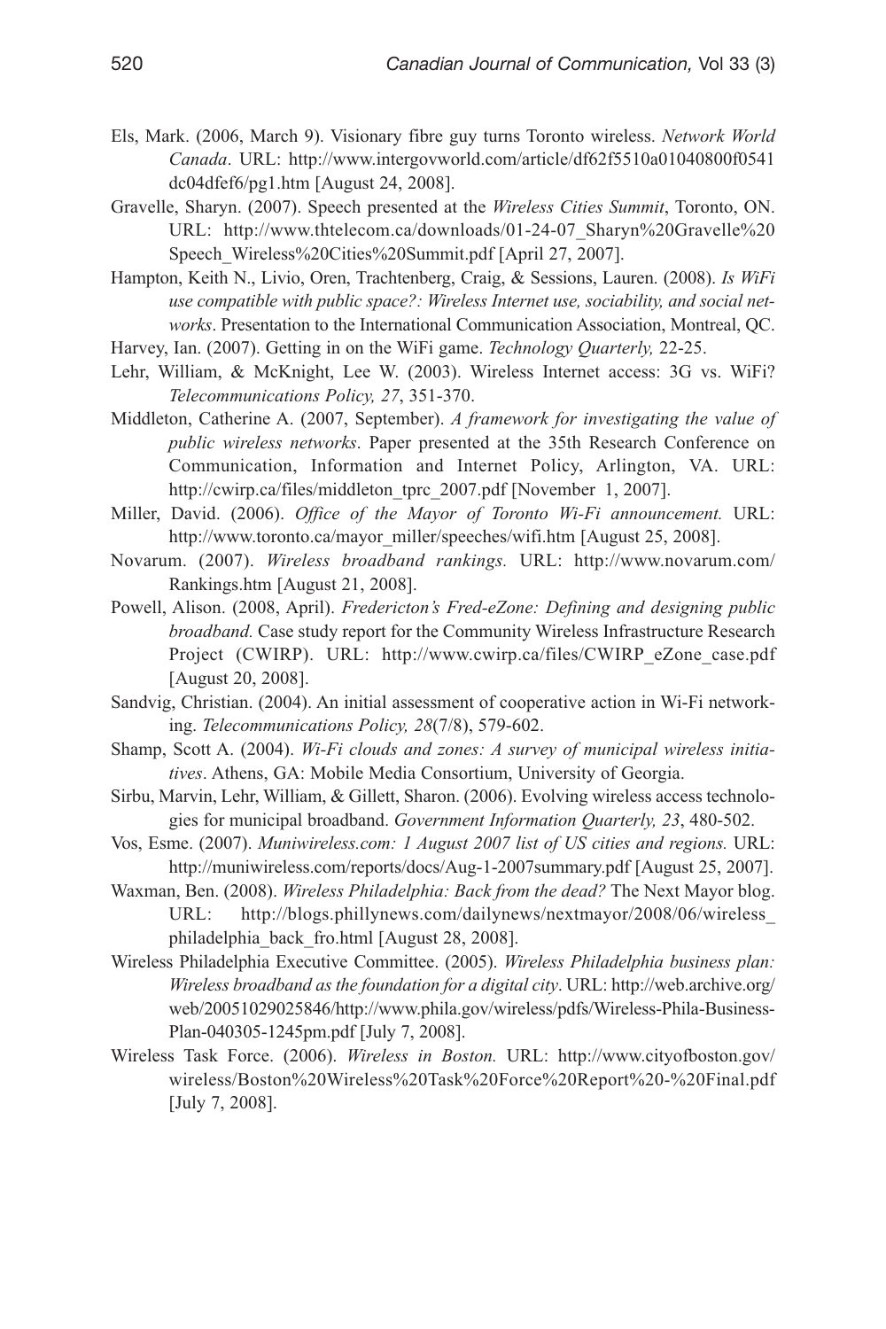Els, Mark. (2006, March 9). Visionary fibre guy turns Toronto wireless. *Network World Canada*. URL: http://www.intergovworld.com/article/df62f5510a01040800f0541dc04dfef6/pg1.htm [August 24, 2008].

Gravelle, Sharyn. (2007). Speech presented at the *Wireless Cities Summit*, Toronto, ON. URL: http://www.thtelecom.ca/downloads/01-24-07_Sharyn%20Gravelle%20Speech_Wireless%20Cities%20Summit.pdf [April 27, 2007].

Hampton, Keith N., Livio, Oren, Trachtenberg, Craig, & Sessions, Lauren. (2008). *Is WiFi use compatible with public space?: Wireless Internet use, sociability, and social networks*. Presentation to the International Communication Association, Montreal, QC.

Harvey, Ian. (2007). Getting in on the WiFi game. *Technology Quarterly,* 22-25.

Lehr, William, & McKnight, Lee W. (2003). Wireless Internet access: 3G vs. WiFi? *Telecommunications Policy, 27*, 351-370.

Middleton, Catherine A. (2007, September). *A framework for investigating the value of public wireless networks*. Paper presented at the 35th Research Conference on Communication, Information and Internet Policy, Arlington, VA. URL: http://cwirp.ca/files/middleton_tprc_2007.pdf [November 1, 2007].

Miller, David. (2006). *Office of the Mayor of Toronto Wi-Fi announcement.* URL: http://www.toronto.ca/mayor_miller/speeches/wifi.htm [August 25, 2008].

Novarum. (2007). *Wireless broadband rankings.* URL: http://www.novarum.com/Rankings.htm [August 21, 2008].

Powell, Alison. (2008, April). *Fredericton's Fred-eZone: Defining and designing public broadband.* Case study report for the Community Wireless Infrastructure Research Project (CWIRP). URL: http://www.cwirp.ca/files/CWIRP_eZone_case.pdf [August 20, 2008].

Sandvig, Christian. (2004). An initial assessment of cooperative action in Wi-Fi networking. *Telecommunications Policy, 28*(7/8), 579-602.

Shamp, Scott A. (2004). *Wi-Fi clouds and zones: A survey of municipal wireless initiatives*. Athens, GA: Mobile Media Consortium, University of Georgia.

Sirbu, Marvin, Lehr, William, & Gillett, Sharon. (2006). Evolving wireless access technologies for municipal broadband. *Government Information Quarterly, 23*, 480-502.

Vos, Esme. (2007). *Muniwireless.com: 1 August 2007 list of US cities and regions.* URL: http://muniwireless.com/reports/docs/Aug-1-2007summary.pdf [August 25, 2007].

Waxman, Ben. (2008). *Wireless Philadelphia: Back from the dead?* The Next Mayor blog. URL: http://blogs.phillynews.com/dailynews/nextmayor/2008/06/wireless_philadelphia_back_fro.html [August 28, 2008].

Wireless Philadelphia Executive Committee. (2005). *Wireless Philadelphia business plan: Wireless broadband as the foundation for a digital city*. URL: http://web.archive.org/web/20051029025846/http://www.phila.gov/wireless/pdfs/Wireless-Phila-Business-Plan-040305-1245pm.pdf [July 7, 2008].

Wireless Task Force. (2006). *Wireless in Boston.* URL: http://www.cityofboston.gov/wireless/Boston%20Wireless%20Task%20Force%20Report%20-%20Final.pdf [July 7, 2008].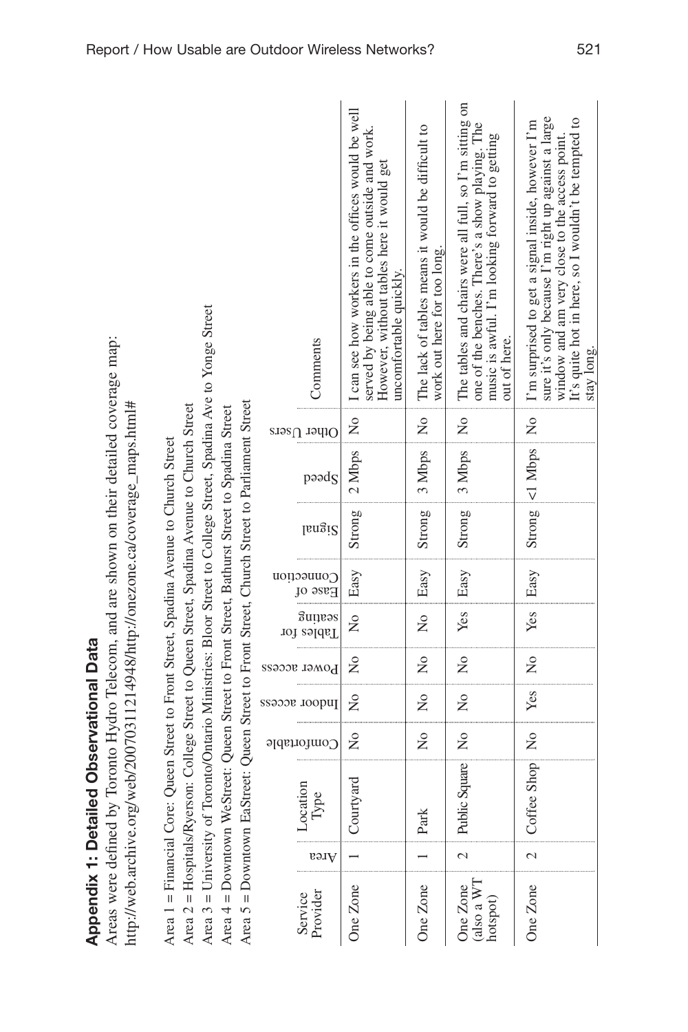## Appendix 1: Detailed Observational Data

Areas were defined by Toronto Hydro Telecom, and are shown on their detailed coverage map: http://web.archive.org/web/20070311214948/http://onezone.ca/coverage_maps.html#

Area 1 = Financial Core: Queen Street to Front Street, Spadina Avenue to Church Street
Area 2 = Hospitals/Ryerson: College Street to Queen Street, Spadina Avenue to Church Street
Area 3 = University of Toronto/Ontario Ministries: Bloor Street to College Street, Spadina Ave to Yonge Street
Area 4 = Downtown WeStreet: Queen Street to Front Street, Bathurst Street to Spadina Street
Area 5 = Downtown EaStreet: Queen Street to Front Street, Church Street to Parliament Street

| Service Provider | Area | Location Type | Comfortable | Indoor access | Power access | Tables for seating | Ease of Connection | Signal | Speed | Other Users | Comments |
|---|---|---|---|---|---|---|---|---|---|---|---|
| One Zone | 1 | Courtyard | No | No | No | No | Easy | Strong | 2 Mbps | No | I can see how workers in the offices would be well served by being able to come outside and work. However, without tables here it would get uncomfortable quickly. |
| One Zone | 1 | Park | No | No | No | No | Easy | Strong | 3 Mbps | No | The lack of tables means it would be difficult to work out here for too long. |
| One Zone (also a WT hotspot) | 2 | Public Square | No | No | No | Yes | Easy | Strong | 3 Mbps | No | The tables and chairs were all full, so I'm sitting on one of the benches. There's a show playing. The music is awful. I'm looking forward to getting out of here. |
| One Zone | 2 | Coffee Shop | No | Yes | No | Yes | Easy | Strong | <1 Mbps | No | I'm surprised to get a signal inside, however I'm sure it's only because I'm right up against a large window and am very close to the access point. It's quite hot in here, so I wouldn't be tempted to stay long. |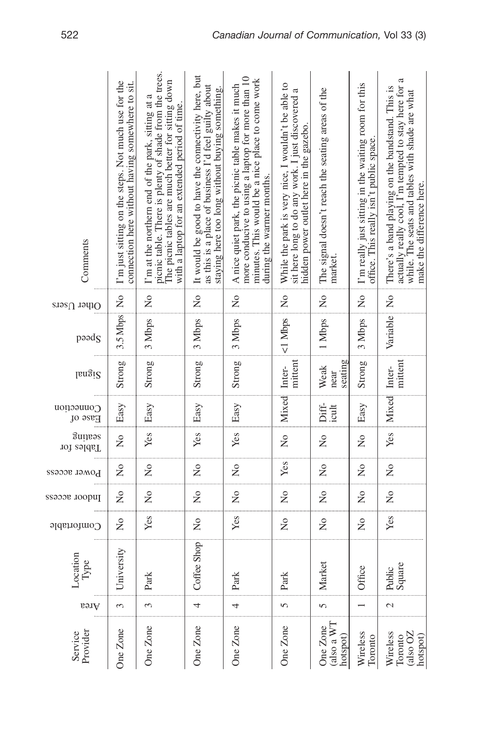| Service Provider | Area | Location Type | Comfortable | Indoor access | Power access | Tables for seating | Ease of Connection | Signal | Speed | Other Users | Comments |
|---|---|---|---|---|---|---|---|---|---|---|---|
| One Zone | 3 | University | No | No | No | No | Easy | Strong | 3.5 Mbps | No | I'm just sitting on the steps. Not much use for the connection here without having somewhere to sit. |
| One Zone | 3 | Park | Yes | No | No | Yes | Easy | Strong | 3 Mbps | No | I'm at the northern end of the park, sitting at a picnic table. There is plenty of shade from the trees. The picnic tables are much better for sitting down with a laptop for an extended period of time. |
| One Zone | 4 | Coffee Shop | No | No | No | Yes | Easy | Strong | 3 Mbps | No | It would be good to have the connectivity here, but as this is a place of business I'd feel guilty about staying here too long without buying something. |
| One Zone | 4 | Park | Yes | No | No | Yes | Easy | Strong | 3 Mbps | No | A nice quiet park, the picnic table makes it much more conducive to using a laptop for more than 10 minutes. This would be a nice place to come work during the warmer months. |
| One Zone | 5 | Park | No | No | Yes | No | Mixed | Inter-mittent | <1 Mbps | No | While the park is very nice, I wouldn't be able to sit here long to do any work. I just discovered a hidden power outlet here in the gazebo. |
| One Zone (also a WT hotspot) | 5 | Market | No | No | No | No | Diff-icult | Weak near seating | 1 Mbps | No | The signal doesn't reach the seating areas of the market. |
| Wireless Toronto | 1 | Office | No | No | No | No | Easy | Strong | 3 Mbps | No | I'm really just sitting in the waiting room for this office. This really isn't public space. |
| Wireless Toronto (also OZ hotspot) | 2 | Public Square | Yes | No | No | Yes | Mixed | Inter-mittent | Variable | No | There's a band playing on the bandstand. This is actually really cool, I'm tempted to stay here for a while. The seats and tables with shade are what make the difference here. |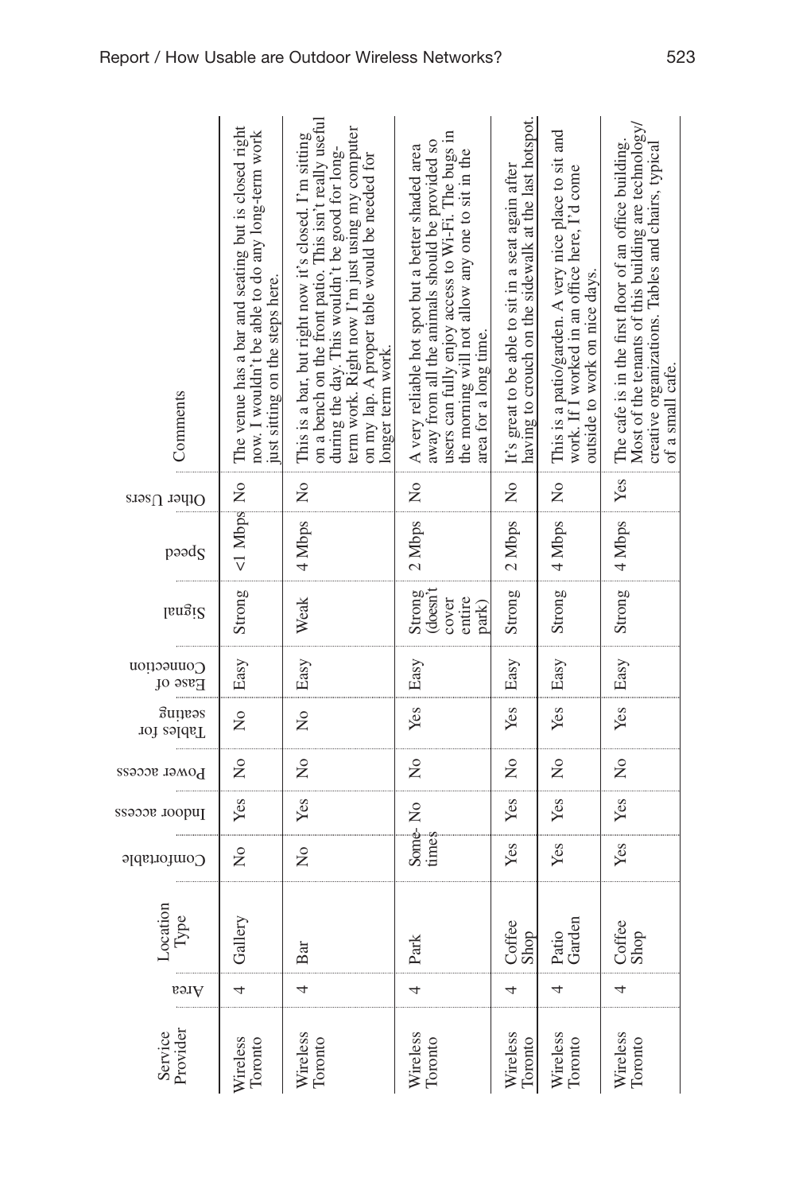| Service Provider | Area | Location Type | Comfortable | Indoor access | Power access | Tables for seating | Ease of Connection | Signal | Speed | Other Users | Comments |
|---|---|---|---|---|---|---|---|---|---|---|---|
| Wireless Toronto | 4 | Gallery | No | Yes | No | No | Easy | Strong | <1 Mbps | No | The venue has a bar and seating but is closed right now. I wouldn't be able to do any long-term work just sitting on the steps here. |
| Wireless Toronto | 4 | Bar | No | Yes | No | No | Easy | Weak | 4 Mbps | No | This is a bar, but right now it's closed. I'm sitting on a bench on the front patio. This isn't really useful during the day. This wouldn't be good for long-term work. Right now I'm just using my computer on my lap. A proper table would be needed for longer term work. |
| Wireless Toronto | 4 | Park | Some-times | No | No | Yes | Easy | Strong (doesn't cover entire park) | 2 Mbps | No | A very reliable hot spot but a better shaded area away from all the animals should be provided so users can fully enjoy access to Wi-Fi. The bugs in the morning will not allow any one to sit in the area for a long time. |
| Wireless Toronto | 4 | Coffee Shop | Yes | Yes | No | Yes | Easy | Strong | 2 Mbps | No | It's great to be able to sit in a seat again after having to crouch on the sidewalk at the last hotspot. |
| Wireless Toronto | 4 | Patio Garden | Yes | Yes | No | Yes | Easy | Strong | 4 Mbps | No | This is a patio/garden. A very nice place to sit and work. If I worked in an office here, I'd come outside to work on nice days. |
| Wireless Toronto | 4 | Coffee Shop | Yes | Yes | No | Yes | Easy | Strong | 4 Mbps | Yes | The cafe is in the first floor of an office building. Most of the tenants of this building are technology/creative organizations. Tables and chairs, typical of a small cafe. |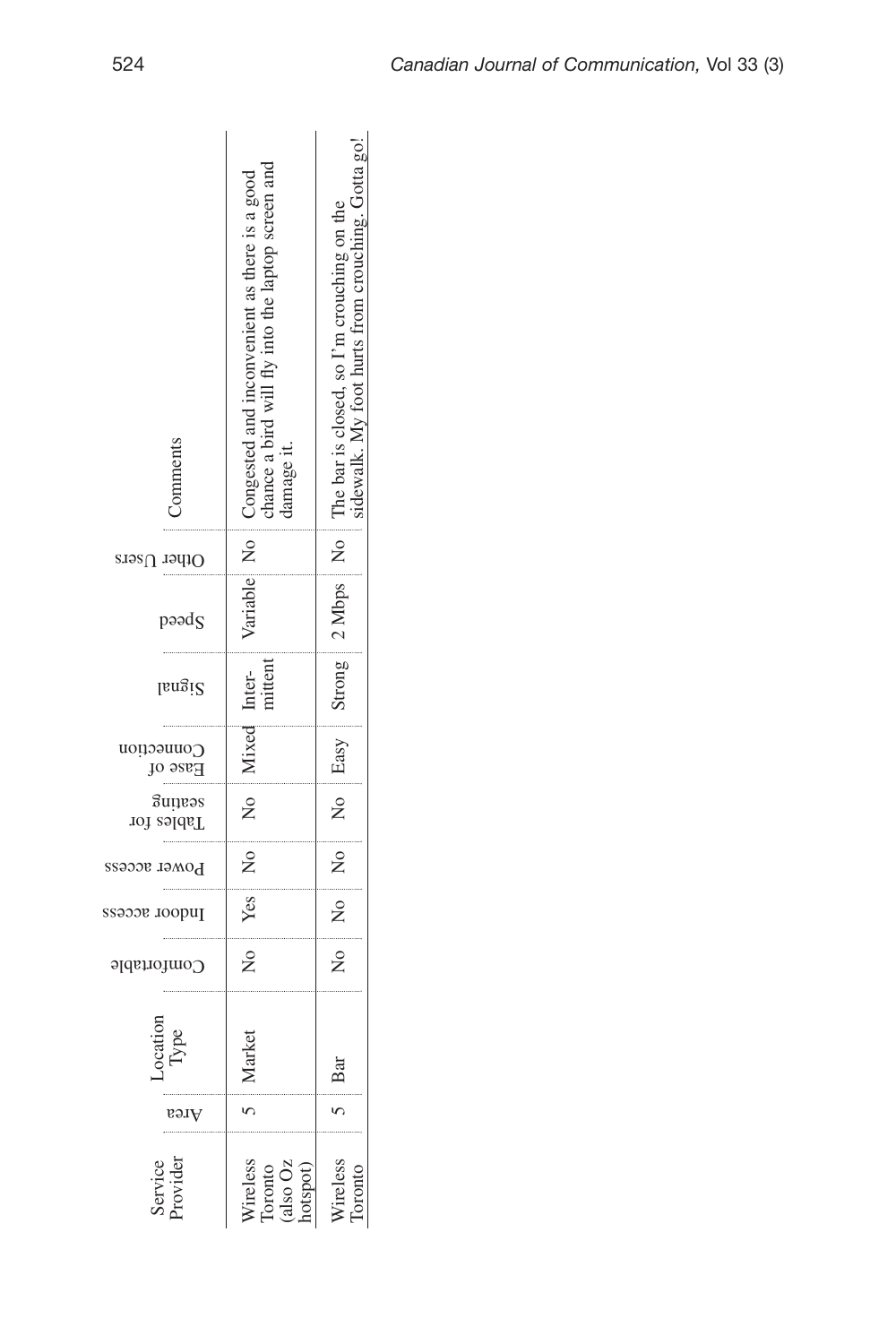| Service Provider | Area | Location Type | Comfortable | Indoor access | Power access | Tables for seating | Ease of Connection | Signal | Speed | Other Users | Comments |
|---|---|---|---|---|---|---|---|---|---|---|---|
| Wireless Toronto (also Oz hotspot) | 5 | Market | No | Yes | No | No | Mixed | Inter-mittent | Variable | No | Congested and inconvenient as there is a good chance a bird will fly into the laptop screen and damage it. |
| Wireless Toronto | 5 | Bar | No | No | No | No | Easy | Strong | 2 Mbps | No | The bar is closed, so I'm crouching on the sidewalk. My foot hurts from crouching. Gotta go! |